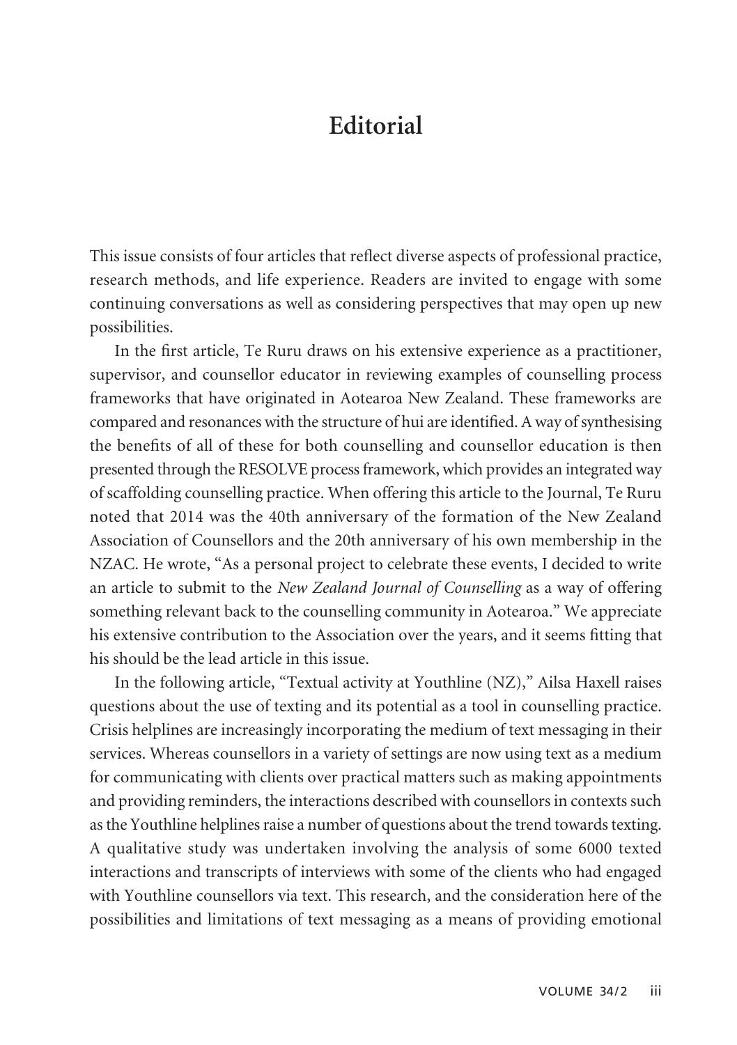# Editorial

This issue consists of four articles that reflect diverse aspects of professional practice, research methods, and life experience. Readers are invited to engage with some continuing conversations as well as considering perspectives that may open up new possibilities.

In the first article, Te Ruru draws on his extensive experience as a practitioner, supervisor, and counsellor educator in reviewing examples of counselling process frameworks that have originated in Aotearoa New Zealand. These frameworks are compared and resonances with the structure of hui are identified. A way of synthesising the benefits of all of these for both counselling and counsellor education is then presented through the RESOLVE process framework, which provides an integrated way of scaffolding counselling practice. When offering this article to the Journal, Te Ruru noted that 2014 was the 40th anniversary of the formation of the New Zealand Association of Counsellors and the 20th anniversary of his own membership in the NZAC. He wrote, "As a personal project to celebrate these events, I decided to write an article to submit to the *New Zealand Journal of Counselling* as a way of offering something relevant back to the counselling community in Aotearoa." We appreciate his extensive contribution to the Association over the years, and it seems fitting that his should be the lead article in this issue.

In the following article, "Textual activity at Youthline (NZ)," Ailsa Haxell raises questions about the use of texting and its potential as a tool in counselling practice. Crisis helplines are increasingly incorporating the medium of text messaging in their services. Whereas counsellors in a variety of settings are now using text as a medium for communicating with clients over practical matters such as making appointments and providing reminders, the interactions described with counsellors in contexts such as the Youthline helplines raise a number of questions about the trend towards texting. A qualitative study was undertaken involving the analysis of some 6000 texted interactions and transcripts of interviews with some of the clients who had engaged with Youthline counsellors via text. This research, and the consideration here of the possibilities and limitations of text messaging as a means of providing emotional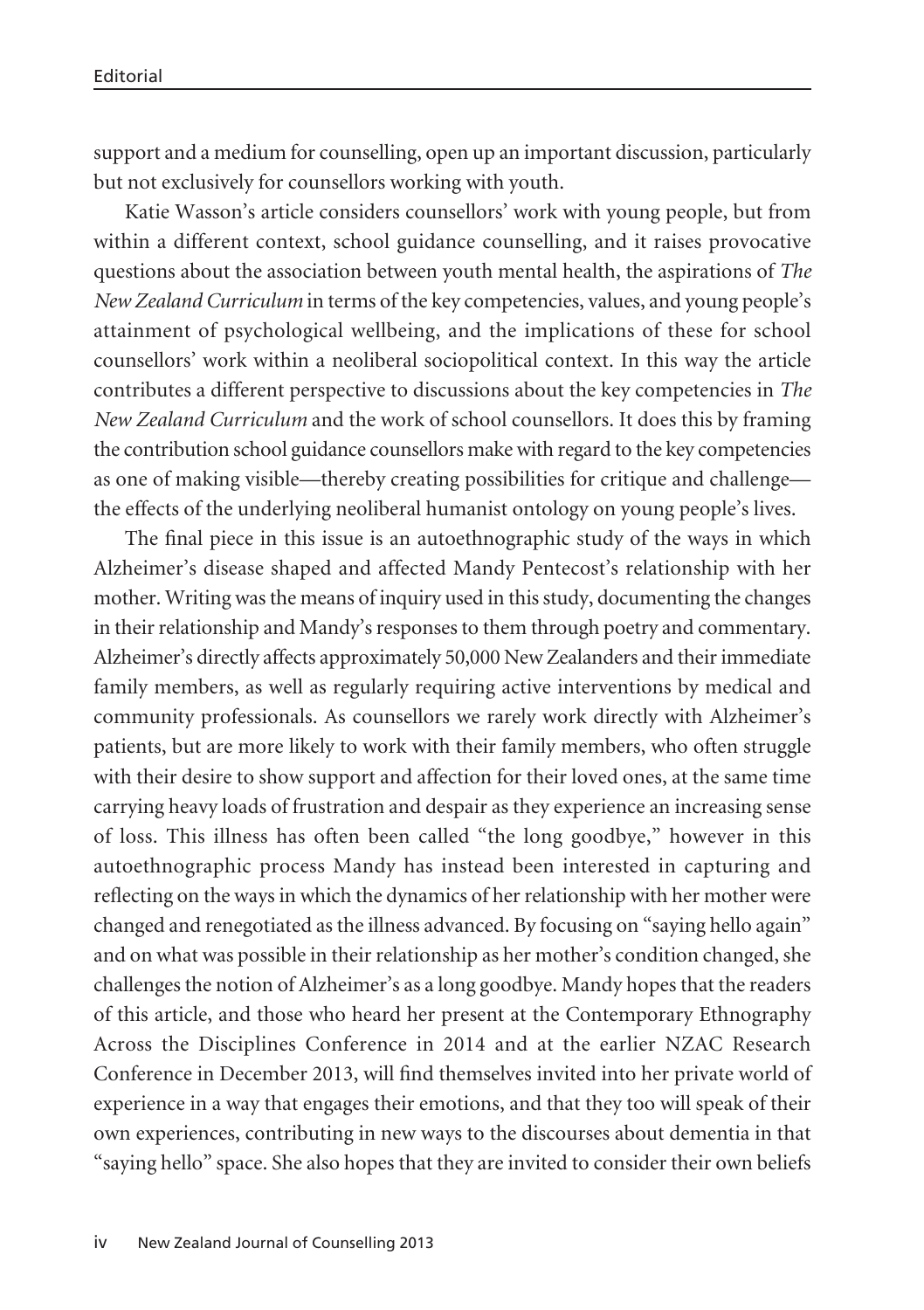support and a medium for counselling, open up an important discussion, particularly but not exclusively for counsellors working with youth.

Katie Wasson's article considers counsellors' work with young people, but from within a different context, school guidance counselling, and it raises provocative questions about the association between youth mental health, the aspirations of *The New Zealand Curriculum* in terms of the key competencies, values, and young people's attainment of psychological wellbeing, and the implications of these for school counsellors' work within a neoliberal sociopolitical context. In this way the article contributes a different perspective to discussions about the key competencies in *The New Zealand Curriculum* and the work of school counsellors. It does this by framing the contribution school guidance counsellors make with regard to the key competencies as one of making visible—thereby creating possibilities for critique and challenge—the effects of the underlying neoliberal humanist ontology on young people's lives.

The final piece in this issue is an autoethnographic study of the ways in which Alzheimer's disease shaped and affected Mandy Pentecost's relationship with her mother. Writing was the means of inquiry used in this study, documenting the changes in their relationship and Mandy's responses to them through poetry and commentary. Alzheimer's directly affects approximately 50,000 New Zealanders and their immediate family members, as well as regularly requiring active interventions by medical and community professionals. As counsellors we rarely work directly with Alzheimer's patients, but are more likely to work with their family members, who often struggle with their desire to show support and affection for their loved ones, at the same time carrying heavy loads of frustration and despair as they experience an increasing sense of loss. This illness has often been called "the long goodbye," however in this autoethnographic process Mandy has instead been interested in capturing and reflecting on the ways in which the dynamics of her relationship with her mother were changed and renegotiated as the illness advanced. By focusing on "saying hello again" and on what was possible in their relationship as her mother's condition changed, she challenges the notion of Alzheimer's as a long goodbye. Mandy hopes that the readers of this article, and those who heard her present at the Contemporary Ethnography Across the Disciplines Conference in 2014 and at the earlier NZAC Research Conference in December 2013, will find themselves invited into her private world of experience in a way that engages their emotions, and that they too will speak of their own experiences, contributing in new ways to the discourses about dementia in that "saying hello" space. She also hopes that they are invited to consider their own beliefs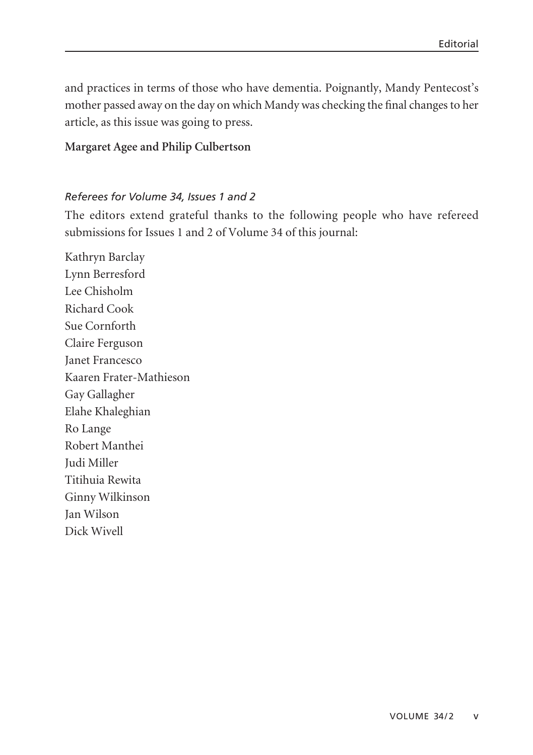and practices in terms of those who have dementia. Poignantly, Mandy Pentecost's mother passed away on the day on which Mandy was checking the final changes to her article, as this issue was going to press.

**Margaret Agee and Philip Culbertson**

*Referees for Volume 34, Issues 1 and 2*

The editors extend grateful thanks to the following people who have refereed submissions for Issues 1 and 2 of Volume 34 of this journal:

Kathryn Barclay
Lynn Berresford
Lee Chisholm
Richard Cook
Sue Cornforth
Claire Ferguson
Janet Francesco
Kaaren Frater-Mathieson
Gay Gallagher
Elahe Khaleghian
Ro Lange
Robert Manthei
Judi Miller
Titihuia Rewita
Ginny Wilkinson
Jan Wilson
Dick Wivell